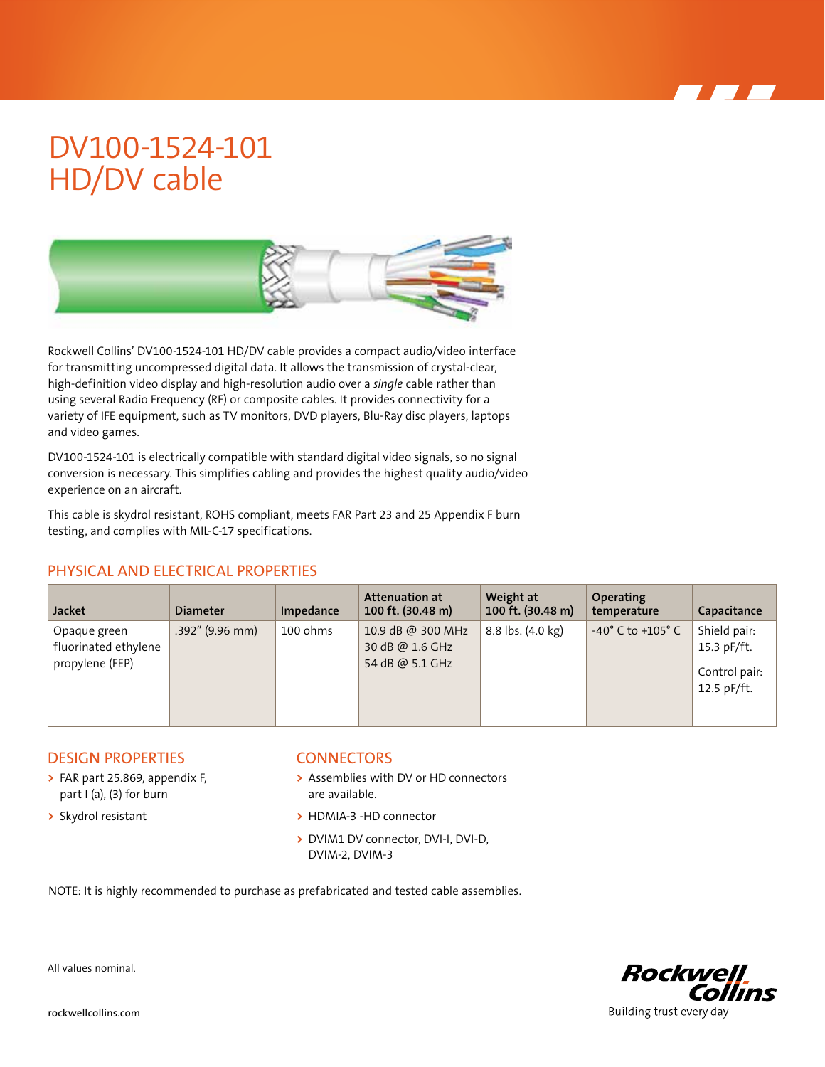# DV100-1524-101 HD/DV cable

Rockwell Collins' DV100-1524-101 HD/DV cable provides a compact audio/video interface for transmitting uncompressed digital data. It allows the transmission of crystal-clear, high-definition video display and high-resolution audio over a *single* cable rather than using several Radio Frequency (RF) or composite cables. It provides connectivity for a variety of IFE equipment, such as TV monitors, DVD players, Blu-Ray disc players, laptops and video games.

DV100-1524-101 is electrically compatible with standard digital video signals, so no signal conversion is necessary. This simplifies cabling and provides the highest quality audio/video experience on an aircraft.

This cable is skydrol resistant, ROHS compliant, meets FAR Part 23 and 25 Appendix F burn testing, and complies with MIL-C-17 specifications.

## PHYSICAL AND ELECTRICAL PROPERTIES

| Jacket | Diameter | Impedance | Attenuation at 100 ft. (30.48 m) | Weight at 100 ft. (30.48 m) | Operating temperature | Capacitance |
|---|---|---|---|---|---|---|
| Opaque green fluorinated ethylene propylene (FEP) | .392" (9.96 mm) | 100 ohms | 10.9 dB @ 300 MHz<br>30 dB @ 1.6 GHz<br>54 dB @ 5.1 GHz | 8.8 lbs. (4.0 kg) | -40° C to +105° C | Shield pair: 15.3 pF/ft.<br>Control pair: 12.5 pF/ft. |

## DESIGN PROPERTIES

- FAR part 25.869, appendix F, part I (a), (3) for burn
- Skydrol resistant

## CONNECTORS

- Assemblies with DV or HD connectors are available.
- HDMIA-3 -HD connector
- DVIM1 DV connector, DVI-I, DVI-D, DVIM-2, DVIM-3

NOTE: It is highly recommended to purchase as prefabricated and tested cable assemblies.

All values nominal.

rockwellcollins.com

Rockwell Collins
Building trust every day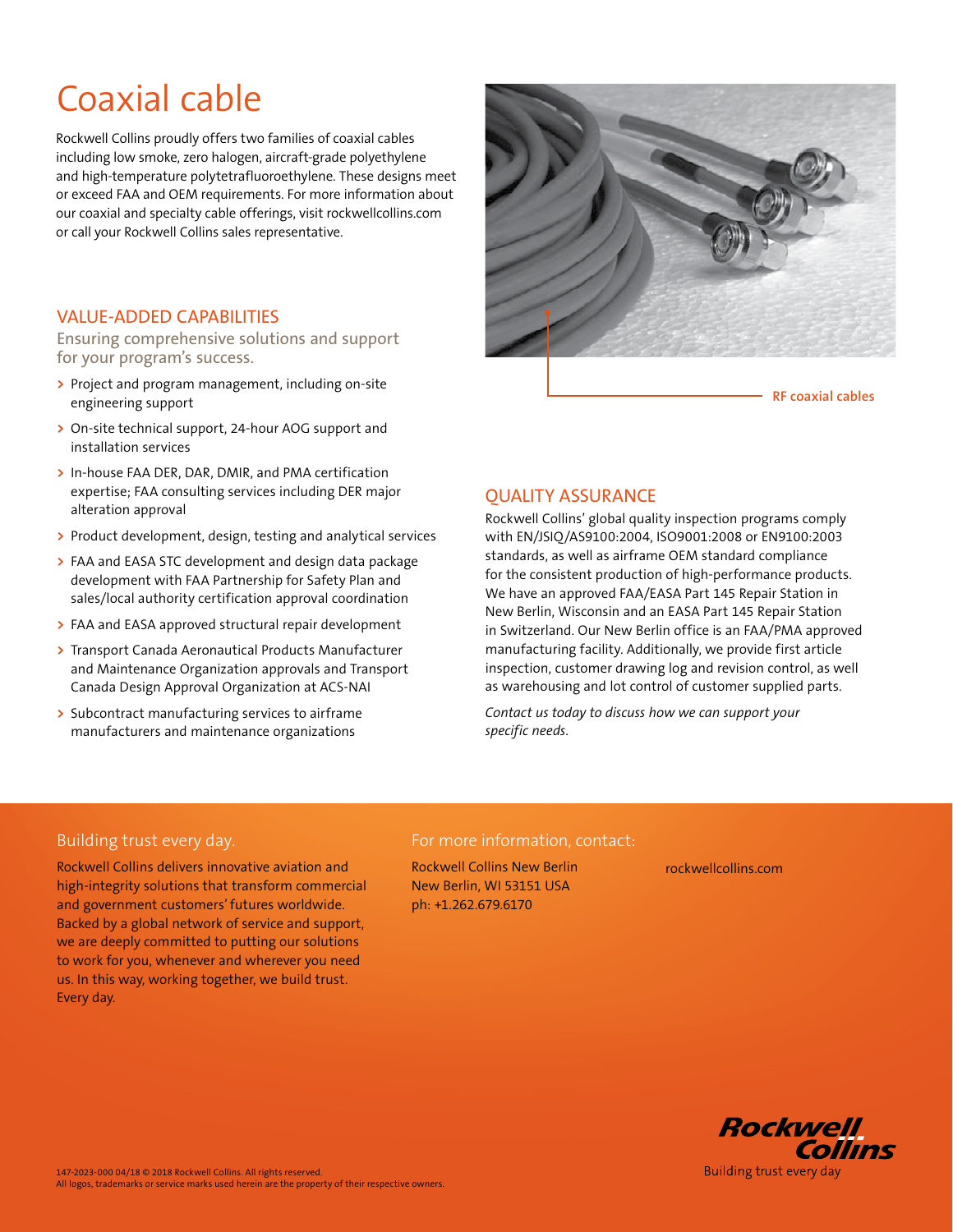# Coaxial cable

Rockwell Collins proudly offers two families of coaxial cables including low smoke, zero halogen, aircraft-grade polyethylene and high-temperature polytetrafluoroethylene. These designs meet or exceed FAA and OEM requirements. For more information about our coaxial and specialty cable offerings, visit rockwellcollins.com or call your Rockwell Collins sales representative.

RF coaxial cables

## VALUE-ADDED CAPABILITIES

Ensuring comprehensive solutions and support for your program's success.

- Project and program management, including on-site engineering support
- On-site technical support, 24-hour AOG support and installation services
- In-house FAA DER, DAR, DMIR, and PMA certification expertise; FAA consulting services including DER major alteration approval
- Product development, design, testing and analytical services
- FAA and EASA STC development and design data package development with FAA Partnership for Safety Plan and sales/local authority certification approval coordination
- FAA and EASA approved structural repair development
- Transport Canada Aeronautical Products Manufacturer and Maintenance Organization approvals and Transport Canada Design Approval Organization at ACS-NAI
- Subcontract manufacturing services to airframe manufacturers and maintenance organizations

## QUALITY ASSURANCE

Rockwell Collins' global quality inspection programs comply with EN/JSIQ/AS9100:2004, ISO9001:2008 or EN9100:2003 standards, as well as airframe OEM standard compliance for the consistent production of high-performance products. We have an approved FAA/EASA Part 145 Repair Station in New Berlin, Wisconsin and an EASA Part 145 Repair Station in Switzerland. Our New Berlin office is an FAA/PMA approved manufacturing facility. Additionally, we provide first article inspection, customer drawing log and revision control, as well as warehousing and lot control of customer supplied parts.

*Contact us today to discuss how we can support your specific needs.*

### Building trust every day.

Rockwell Collins delivers innovative aviation and high-integrity solutions that transform commercial and government customers' futures worldwide. Backed by a global network of service and support, we are deeply committed to putting our solutions to work for you, whenever and wherever you need us. In this way, working together, we build trust. Every day.

### For more information, contact:

Rockwell Collins New Berlin
New Berlin, WI 53151 USA
ph: +1.262.679.6170

rockwellcollins.com

Rockwell Collins
Building trust every day

147-2023-000 04/18 © 2018 Rockwell Collins. All rights reserved.
All logos, trademarks or service marks used herein are the property of their respective owners.